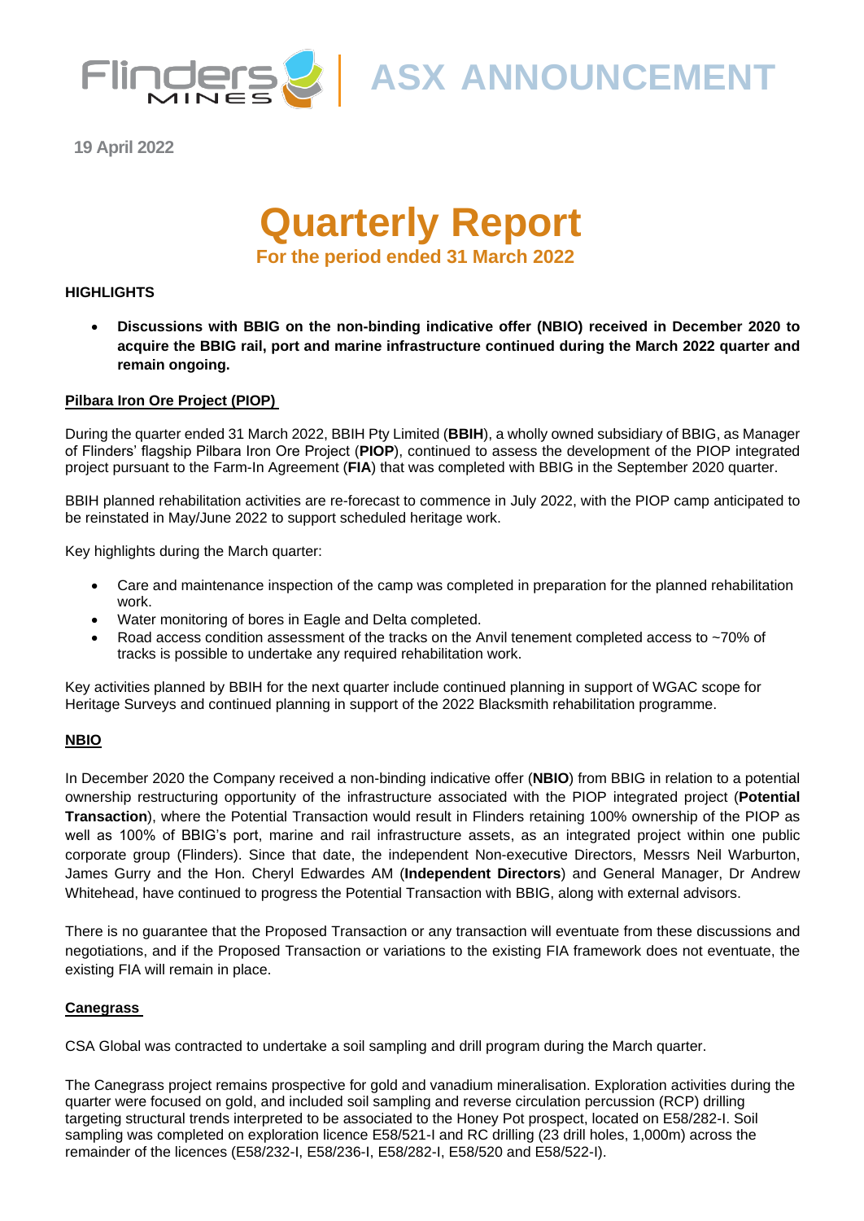Flinders Mines | ASX ANNOUNCEMENT

19 April 2022

# Quarterly Report

## For the period ended 31 March 2022

**HIGHLIGHTS**

- **Discussions with BBIG on the non-binding indicative offer (NBIO) received in December 2020 to acquire the BBIG rail, port and marine infrastructure continued during the March 2022 quarter and remain ongoing.**

### Pilbara Iron Ore Project (PIOP)

During the quarter ended 31 March 2022, BBIH Pty Limited (**BBIH**), a wholly owned subsidiary of BBIG, as Manager of Flinders' flagship Pilbara Iron Ore Project (**PIOP**), continued to assess the development of the PIOP integrated project pursuant to the Farm-In Agreement (**FIA**) that was completed with BBIG in the September 2020 quarter.

BBIH planned rehabilitation activities are re-forecast to commence in July 2022, with the PIOP camp anticipated to be reinstated in May/June 2022 to support scheduled heritage work.

Key highlights during the March quarter:

- Care and maintenance inspection of the camp was completed in preparation for the planned rehabilitation work.
- Water monitoring of bores in Eagle and Delta completed.
- Road access condition assessment of the tracks on the Anvil tenement completed access to ~70% of tracks is possible to undertake any required rehabilitation work.

Key activities planned by BBIH for the next quarter include continued planning in support of WGAC scope for Heritage Surveys and continued planning in support of the 2022 Blacksmith rehabilitation programme.

### NBIO

In December 2020 the Company received a non-binding indicative offer (**NBIO**) from BBIG in relation to a potential ownership restructuring opportunity of the infrastructure associated with the PIOP integrated project (**Potential Transaction**), where the Potential Transaction would result in Flinders retaining 100% ownership of the PIOP as well as 100% of BBIG's port, marine and rail infrastructure assets, as an integrated project within one public corporate group (Flinders). Since that date, the independent Non-executive Directors, Messrs Neil Warburton, James Gurry and the Hon. Cheryl Edwardes AM (**Independent Directors**) and General Manager, Dr Andrew Whitehead, have continued to progress the Potential Transaction with BBIG, along with external advisors.

There is no guarantee that the Proposed Transaction or any transaction will eventuate from these discussions and negotiations, and if the Proposed Transaction or variations to the existing FIA framework does not eventuate, the existing FIA will remain in place.

### Canegrass

CSA Global was contracted to undertake a soil sampling and drill program during the March quarter.

The Canegrass project remains prospective for gold and vanadium mineralisation. Exploration activities during the quarter were focused on gold, and included soil sampling and reverse circulation percussion (RCP) drilling targeting structural trends interpreted to be associated to the Honey Pot prospect, located on E58/282-I. Soil sampling was completed on exploration licence E58/521-I and RC drilling (23 drill holes, 1,000m) across the remainder of the licences (E58/232-I, E58/236-I, E58/282-I, E58/520 and E58/522-I).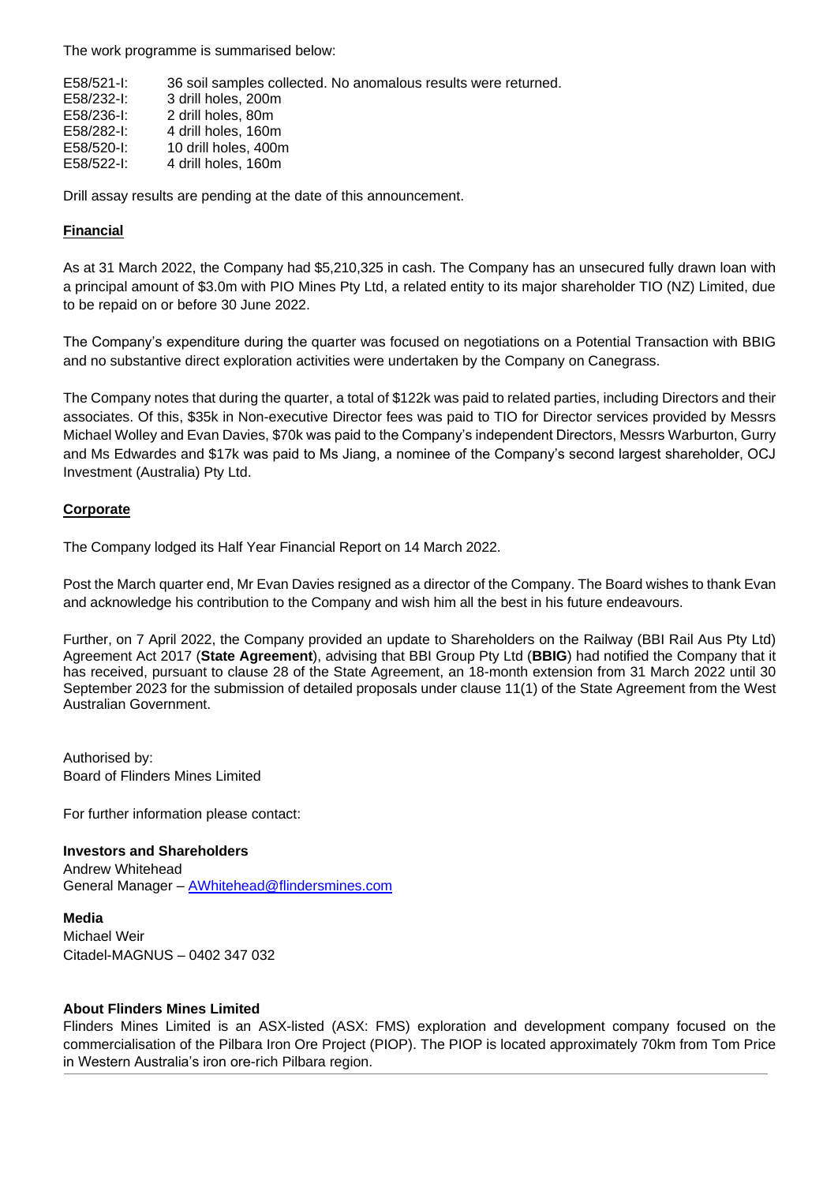The work programme is summarised below:

E58/521-I: 36 soil samples collected. No anomalous results were returned.
E58/232-I: 3 drill holes, 200m
E58/236-I: 2 drill holes, 80m
E58/282-I: 4 drill holes, 160m
E58/520-I: 10 drill holes, 400m
E58/522-I: 4 drill holes, 160m

Drill assay results are pending at the date of this announcement.

**Financial**

As at 31 March 2022, the Company had $5,210,325 in cash. The Company has an unsecured fully drawn loan with a principal amount of $3.0m with PIO Mines Pty Ltd, a related entity to its major shareholder TIO (NZ) Limited, due to be repaid on or before 30 June 2022.

The Company's expenditure during the quarter was focused on negotiations on a Potential Transaction with BBIG and no substantive direct exploration activities were undertaken by the Company on Canegrass.

The Company notes that during the quarter, a total of $122k was paid to related parties, including Directors and their associates. Of this, $35k in Non-executive Director fees was paid to TIO for Director services provided by Messrs Michael Wolley and Evan Davies, $70k was paid to the Company's independent Directors, Messrs Warburton, Gurry and Ms Edwardes and $17k was paid to Ms Jiang, a nominee of the Company's second largest shareholder, OCJ Investment (Australia) Pty Ltd.

**Corporate**

The Company lodged its Half Year Financial Report on 14 March 2022.

Post the March quarter end, Mr Evan Davies resigned as a director of the Company. The Board wishes to thank Evan and acknowledge his contribution to the Company and wish him all the best in his future endeavours.

Further, on 7 April 2022, the Company provided an update to Shareholders on the Railway (BBI Rail Aus Pty Ltd) Agreement Act 2017 (**State Agreement**), advising that BBI Group Pty Ltd (**BBIG**) had notified the Company that it has received, pursuant to clause 28 of the State Agreement, an 18-month extension from 31 March 2022 until 30 September 2023 for the submission of detailed proposals under clause 11(1) of the State Agreement from the West Australian Government.

Authorised by:
Board of Flinders Mines Limited

For further information please contact:

**Investors and Shareholders**
Andrew Whitehead
General Manager – AWhitehead@flindersmines.com

**Media**
Michael Weir
Citadel-MAGNUS – 0402 347 032

**About Flinders Mines Limited**
Flinders Mines Limited is an ASX-listed (ASX: FMS) exploration and development company focused on the commercialisation of the Pilbara Iron Ore Project (PIOP). The PIOP is located approximately 70km from Tom Price in Western Australia's iron ore-rich Pilbara region.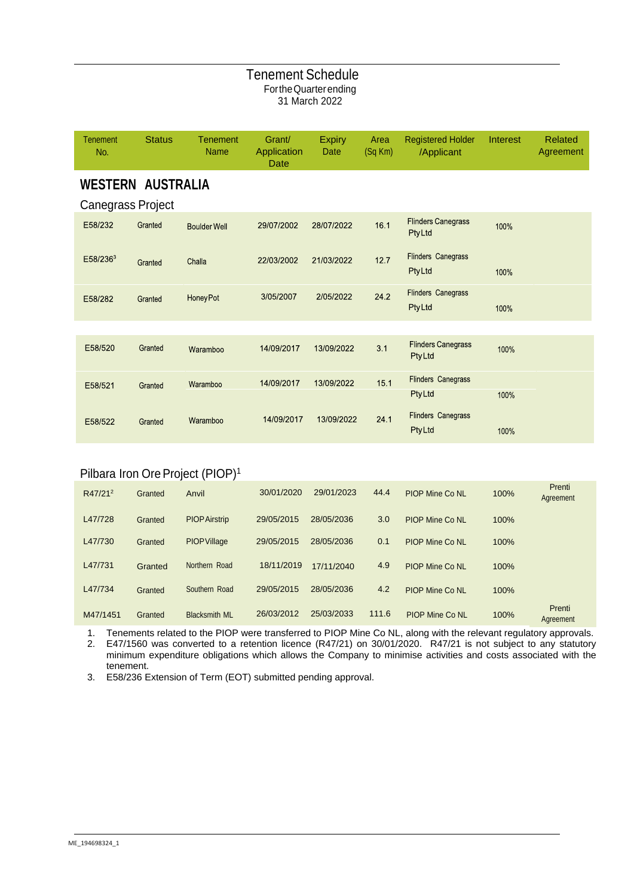# Tenement Schedule

For the Quarter ending
31 March 2022

| Tenement No. | Status | Tenement Name | Grant/ Application Date | Expiry Date | Area (Sq Km) | Registered Holder /Applicant | Interest | Related Agreement |
|---|---|---|---|---|---|---|---|---|
| **WESTERN AUSTRALIA** | | | | | | | | |
| Canegrass Project | | | | | | | | |
| E58/232 | Granted | Boulder Well | 29/07/2002 | 28/07/2022 | 16.1 | Flinders Canegrass Pty Ltd | 100% | |
| E58/236[3] | Granted | Challa | 22/03/2002 | 21/03/2022 | 12.7 | Flinders Canegrass Pty Ltd | 100% | |
| E58/282 | Granted | Honey Pot | 3/05/2007 | 2/05/2022 | 24.2 | Flinders Canegrass Pty Ltd | 100% | |
| E58/520 | Granted | Waramboo | 14/09/2017 | 13/09/2022 | 3.1 | Flinders Canegrass Pty Ltd | 100% | |
| E58/521 | Granted | Waramboo | 14/09/2017 | 13/09/2022 | 15.1 | Flinders Canegrass Pty Ltd | 100% | |
| E58/522 | Granted | Waramboo | 14/09/2017 | 13/09/2022 | 24.1 | Flinders Canegrass Pty Ltd | 100% | |
| Pilbara Iron Ore Project (PIOP)[1] | | | | | | | | |
| R47/21[2] | Granted | Anvil | 30/01/2020 | 29/01/2023 | 44.4 | PIOP Mine Co NL | 100% | Prenti Agreement |
| L47/728 | Granted | PIOP Airstrip | 29/05/2015 | 28/05/2036 | 3.0 | PIOP Mine Co NL | 100% | |
| L47/730 | Granted | PIOP Village | 29/05/2015 | 28/05/2036 | 0.1 | PIOP Mine Co NL | 100% | |
| L47/731 | Granted | Northern Road | 18/11/2019 | 17/11/2040 | 4.9 | PIOP Mine Co NL | 100% | |
| L47/734 | Granted | Southern Road | 29/05/2015 | 28/05/2036 | 4.2 | PIOP Mine Co NL | 100% | |
| M47/1451 | Granted | Blacksmith ML | 26/03/2012 | 25/03/2033 | 111.6 | PIOP Mine Co NL | 100% | Prenti Agreement |

1. Tenements related to the PIOP were transferred to PIOP Mine Co NL, along with the relevant regulatory approvals.
2. E47/1560 was converted to a retention licence (R47/21) on 30/01/2020. R47/21 is not subject to any statutory minimum expenditure obligations which allows the Company to minimise activities and costs associated with the tenement.
3. E58/236 Extension of Term (EOT) submitted pending approval.